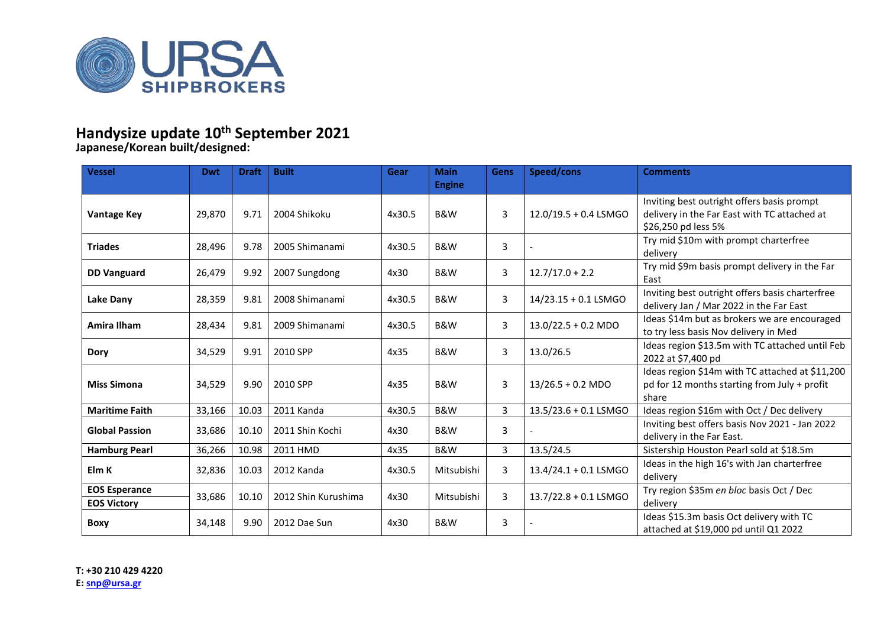URSA SHIPBROKERS

# Handysize update 10th September 2021

**Japanese/Korean built/designed:**

| Vessel | Dwt | Draft | Built | Gear | Main Engine | Gens | Speed/cons | Comments |
|---|---|---|---|---|---|---|---|---|
| **Vantage Key** | 29,870 | 9.71 | 2004 Shikoku | 4x30.5 | B&W | 3 | 12.0/19.5 + 0.4 LSMGO | Inviting best outright offers basis prompt delivery in the Far East with TC attached at $26,250 pd less 5% |
| **Triades** | 28,496 | 9.78 | 2005 Shimanami | 4x30.5 | B&W | 3 | - | Try mid $10m with prompt charterfree delivery |
| **DD Vanguard** | 26,479 | 9.92 | 2007 Sungdong | 4x30 | B&W | 3 | 12.7/17.0 + 2.2 | Try mid $9m basis prompt delivery in the Far East |
| **Lake Dany** | 28,359 | 9.81 | 2008 Shimanami | 4x30.5 | B&W | 3 | 14/23.15 + 0.1 LSMGO | Inviting best outright offers basis charterfree delivery Jan / Mar 2022 in the Far East |
| **Amira Ilham** | 28,434 | 9.81 | 2009 Shimanami | 4x30.5 | B&W | 3 | 13.0/22.5 + 0.2 MDO | Ideas $14m but as brokers we are encouraged to try less basis Nov delivery in Med |
| **Dory** | 34,529 | 9.91 | 2010 SPP | 4x35 | B&W | 3 | 13.0/26.5 | Ideas region $13.5m with TC attached until Feb 2022 at $7,400 pd |
| **Miss Simona** | 34,529 | 9.90 | 2010 SPP | 4x35 | B&W | 3 | 13/26.5 + 0.2 MDO | Ideas region $14m with TC attached at $11,200 pd for 12 months starting from July + profit share |
| **Maritime Faith** | 33,166 | 10.03 | 2011 Kanda | 4x30.5 | B&W | 3 | 13.5/23.6 + 0.1 LSMGO | Ideas region $16m with Oct / Dec delivery |
| **Global Passion** | 33,686 | 10.10 | 2011 Shin Kochi | 4x30 | B&W | 3 | - | Inviting best offers basis Nov 2021 - Jan 2022 delivery in the Far East. |
| **Hamburg Pearl** | 36,266 | 10.98 | 2011 HMD | 4x35 | B&W | 3 | 13.5/24.5 | Sistership Houston Pearl sold at $18.5m |
| **Elm K** | 32,836 | 10.03 | 2012 Kanda | 4x30.5 | Mitsubishi | 3 | 13.4/24.1 + 0.1 LSMGO | Ideas in the high 16's with Jan charterfree delivery |
| **EOS Esperance** / **EOS Victory** | 33,686 | 10.10 | 2012 Shin Kurushima | 4x30 | Mitsubishi | 3 | 13.7/22.8 + 0.1 LSMGO | Try region $35m *en bloc* basis Oct / Dec delivery |
| **Boxy** | 34,148 | 9.90 | 2012 Dae Sun | 4x30 | B&W | 3 | - | Ideas $15.3m basis Oct delivery with TC attached at $19,000 pd until Q1 2022 |

**T: +30 210 429 4220**
**E: snp@ursa.gr**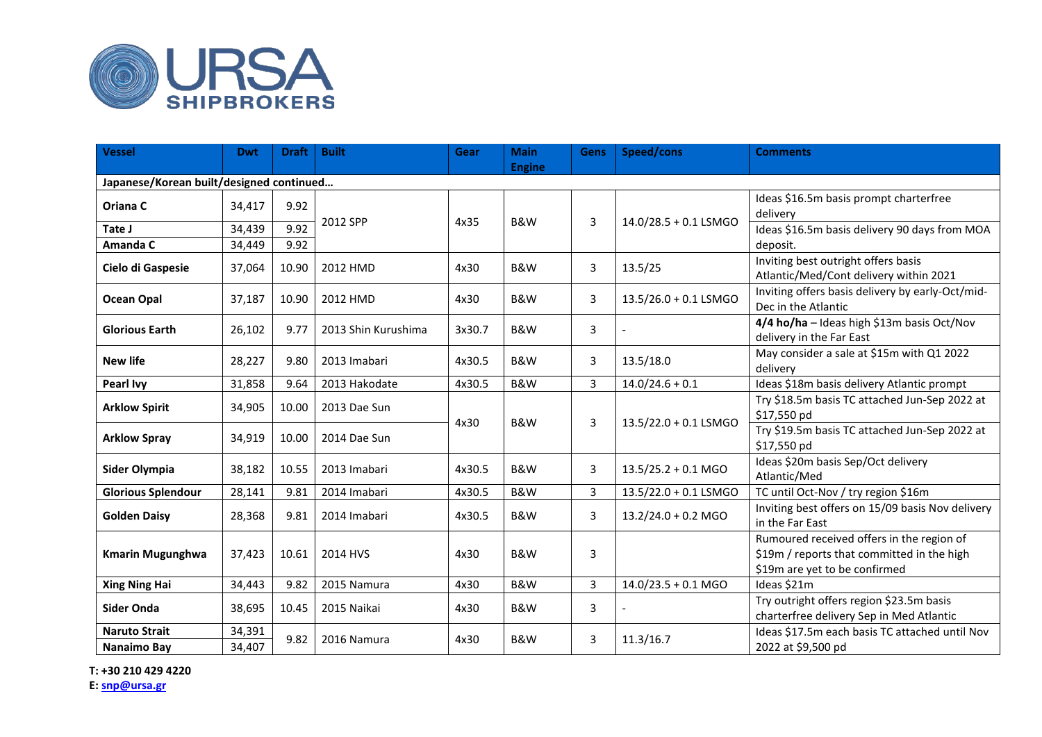| Vessel | Dwt | Draft | Built | Gear | Main Engine | Gens | Speed/cons | Comments |
|---|---|---|---|---|---|---|---|---|
| **Japanese/Korean built/designed continued…** | | | | | | | | |
| **Oriana C** | 34,417 | 9.92 | 2012 SPP | 4x35 | B&W | 3 | 14.0/28.5 + 0.1 LSMGO | Ideas $16.5m basis prompt charterfree delivery |
| **Tate J** | 34,439 | 9.92 | | | | | | Ideas $16.5m basis delivery 90 days from MOA deposit. |
| **Amanda C** | 34,449 | 9.92 | | | | | | |
| **Cielo di Gaspesie** | 37,064 | 10.90 | 2012 HMD | 4x30 | B&W | 3 | 13.5/25 | Inviting best outright offers basis Atlantic/Med/Cont delivery within 2021 |
| **Ocean Opal** | 37,187 | 10.90 | 2012 HMD | 4x30 | B&W | 3 | 13.5/26.0 + 0.1 LSMGO | Inviting offers basis delivery by early-Oct/mid-Dec in the Atlantic |
| **Glorious Earth** | 26,102 | 9.77 | 2013 Shin Kurushima | 3x30.7 | B&W | 3 | - | **4/4 ho/ha** – Ideas high $13m basis Oct/Nov delivery in the Far East |
| **New life** | 28,227 | 9.80 | 2013 Imabari | 4x30.5 | B&W | 3 | 13.5/18.0 | May consider a sale at $15m with Q1 2022 delivery |
| **Pearl Ivy** | 31,858 | 9.64 | 2013 Hakodate | 4x30.5 | B&W | 3 | 14.0/24.6 + 0.1 | Ideas $18m basis delivery Atlantic prompt |
| **Arklow Spirit** | 34,905 | 10.00 | 2013 Dae Sun | 4x30 | B&W | 3 | 13.5/22.0 + 0.1 LSMGO | Try $18.5m basis TC attached Jun-Sep 2022 at $17,550 pd |
| **Arklow Spray** | 34,919 | 10.00 | 2014 Dae Sun | | | | | Try $19.5m basis TC attached Jun-Sep 2022 at $17,550 pd |
| **Sider Olympia** | 38,182 | 10.55 | 2013 Imabari | 4x30.5 | B&W | 3 | 13.5/25.2 + 0.1 MGO | Ideas $20m basis Sep/Oct delivery Atlantic/Med |
| **Glorious Splendour** | 28,141 | 9.81 | 2014 Imabari | 4x30.5 | B&W | 3 | 13.5/22.0 + 0.1 LSMGO | TC until Oct-Nov / try region $16m |
| **Golden Daisy** | 28,368 | 9.81 | 2014 Imabari | 4x30.5 | B&W | 3 | 13.2/24.0 + 0.2 MGO | Inviting best offers on 15/09 basis Nov delivery in the Far East |
| **Kmarin Mugunghwa** | 37,423 | 10.61 | 2014 HVS | 4x30 | B&W | 3 | | Rumoured received offers in the region of $19m / reports that committed in the high $19m are yet to be confirmed |
| **Xing Ning Hai** | 34,443 | 9.82 | 2015 Namura | 4x30 | B&W | 3 | 14.0/23.5 + 0.1 MGO | Ideas $21m |
| **Sider Onda** | 38,695 | 10.45 | 2015 Naikai | 4x30 | B&W | 3 | - | Try outright offers region $23.5m basis charterfree delivery Sep in Med Atlantic |
| **Naruto Strait** | 34,391 | 9.82 | 2016 Namura | 4x30 | B&W | 3 | 11.3/16.7 | Ideas $17.5m each basis TC attached until Nov 2022 at $9,500 pd |
| **Nanaimo Bay** | 34,407 | | | | | | | |

**T: +30 210 429 4220**
**E: snp@ursa.gr**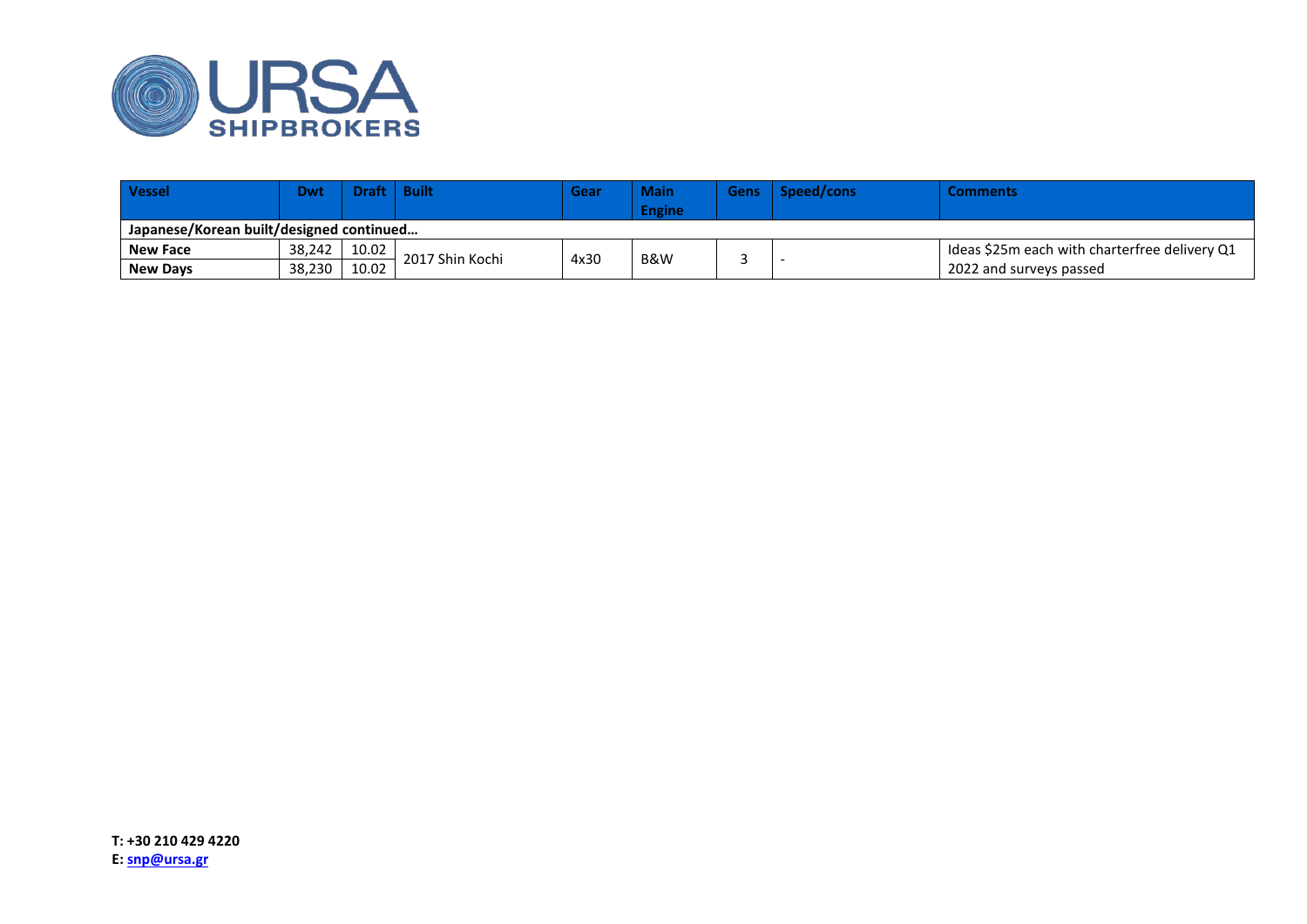| Vessel | Dwt | Draft | Built | Gear | Main Engine | Gens | Speed/cons | Comments |
|---|---|---|---|---|---|---|---|---|
| **Japanese/Korean built/designed continued…** | | | | | | | | |
| **New Face** | 38,242 | 10.02 | 2017 Shin Kochi | 4x30 | B&W | 3 | - | Ideas $25m each with charterfree delivery Q1 2022 and surveys passed |
| **New Days** | 38,230 | 10.02 | | | | | | |

**T: +30 210 429 4220**
**E: snp@ursa.gr**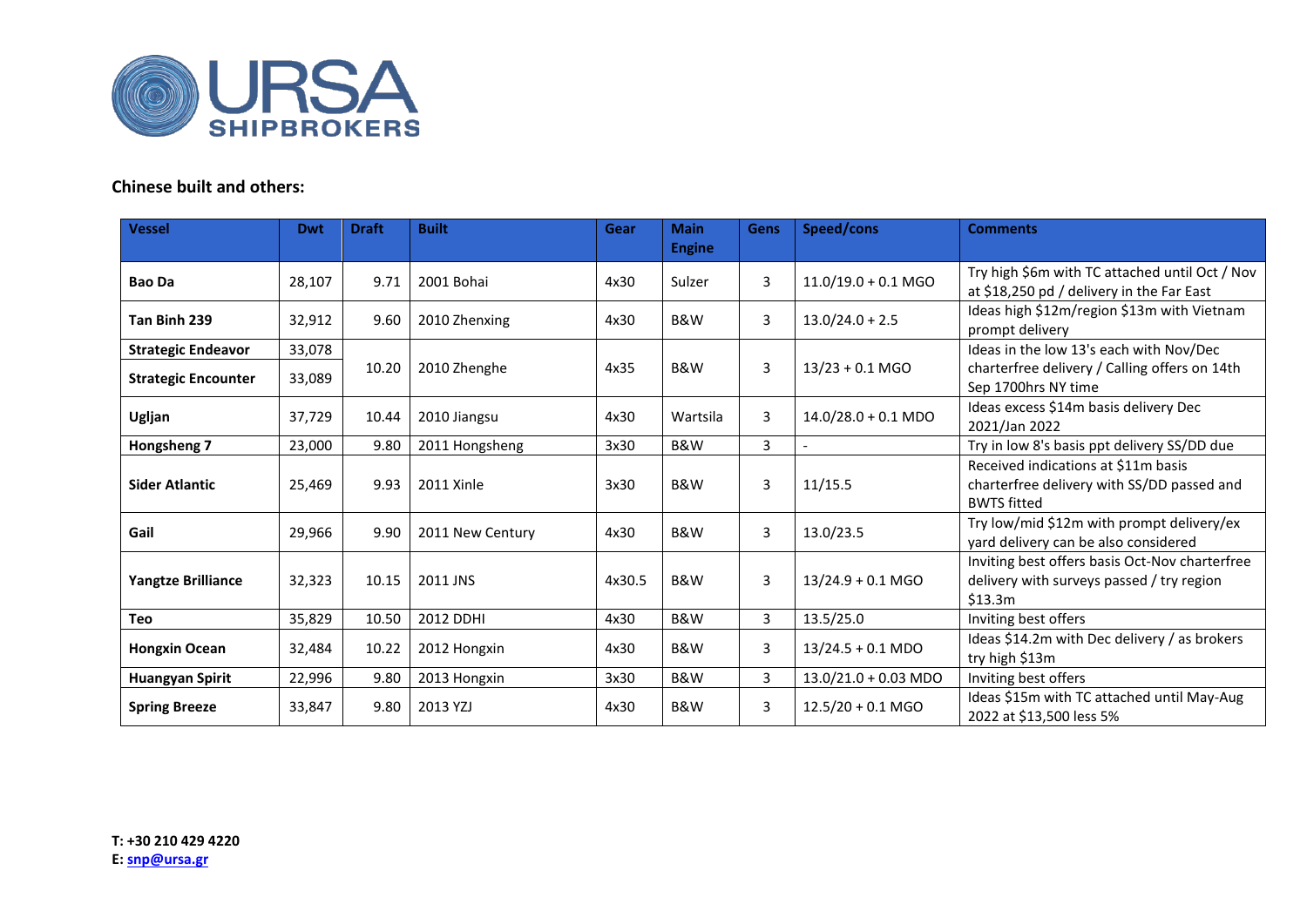## Chinese built and others:

| Vessel | Dwt | Draft | Built | Gear | Main Engine | Gens | Speed/cons | Comments |
|---|---|---|---|---|---|---|---|---|
| **Bao Da** | 28,107 | 9.71 | 2001 Bohai | 4x30 | Sulzer | 3 | 11.0/19.0 + 0.1 MGO | Try high $6m with TC attached until Oct / Nov at $18,250 pd / delivery in the Far East |
| **Tan Binh 239** | 32,912 | 9.60 | 2010 Zhenxing | 4x30 | B&W | 3 | 13.0/24.0 + 2.5 | Ideas high $12m/region $13m with Vietnam prompt delivery |
| **Strategic Endeavor** | 33,078 | 10.20 | 2010 Zhenghe | 4x35 | B&W | 3 | 13/23 + 0.1 MGO | Ideas in the low 13's each with Nov/Dec charterfree delivery / Calling offers on 14th Sep 1700hrs NY time |
| **Strategic Encounter** | 33,089 | | | | | | | |
| **Ugljan** | 37,729 | 10.44 | 2010 Jiangsu | 4x30 | Wartsila | 3 | 14.0/28.0 + 0.1 MDO | Ideas excess $14m basis delivery Dec 2021/Jan 2022 |
| **Hongsheng 7** | 23,000 | 9.80 | 2011 Hongsheng | 3x30 | B&W | 3 | - | Try in low 8's basis ppt delivery SS/DD due |
| **Sider Atlantic** | 25,469 | 9.93 | 2011 Xinle | 3x30 | B&W | 3 | 11/15.5 | Received indications at $11m basis charterfree delivery with SS/DD passed and BWTS fitted |
| **Gail** | 29,966 | 9.90 | 2011 New Century | 4x30 | B&W | 3 | 13.0/23.5 | Try low/mid $12m with prompt delivery/ex yard delivery can be also considered |
| **Yangtze Brilliance** | 32,323 | 10.15 | 2011 JNS | 4x30.5 | B&W | 3 | 13/24.9 + 0.1 MGO | Inviting best offers basis Oct-Nov charterfree delivery with surveys passed / try region $13.3m |
| **Teo** | 35,829 | 10.50 | 2012 DDHI | 4x30 | B&W | 3 | 13.5/25.0 | Inviting best offers |
| **Hongxin Ocean** | 32,484 | 10.22 | 2012 Hongxin | 4x30 | B&W | 3 | 13/24.5 + 0.1 MDO | Ideas $14.2m with Dec delivery / as brokers try high $13m |
| **Huangyan Spirit** | 22,996 | 9.80 | 2013 Hongxin | 3x30 | B&W | 3 | 13.0/21.0 + 0.03 MDO | Inviting best offers |
| **Spring Breeze** | 33,847 | 9.80 | 2013 YZJ | 4x30 | B&W | 3 | 12.5/20 + 0.1 MGO | Ideas $15m with TC attached until May-Aug 2022 at $13,500 less 5% |

**T: +30 210 429 4220**
**E: snp@ursa.gr**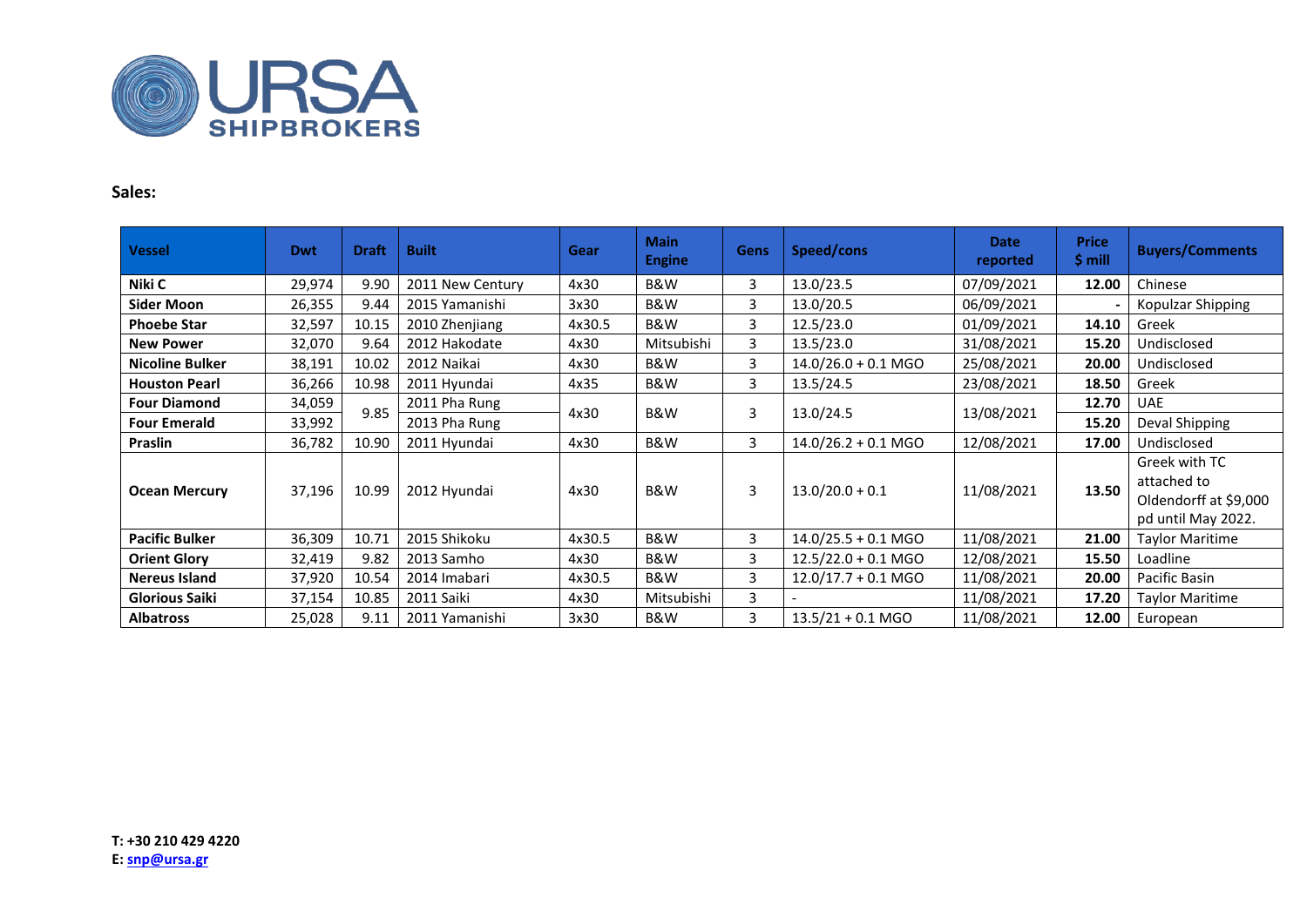## Sales:

| Vessel | Dwt | Draft | Built | Gear | Main Engine | Gens | Speed/cons | Date reported | Price $ mill | Buyers/Comments |
|---|---|---|---|---|---|---|---|---|---|---|
| **Niki C** | 29,974 | 9.90 | 2011 New Century | 4x30 | B&W | 3 | 13.0/23.5 | 07/09/2021 | **12.00** | Chinese |
| **Sider Moon** | 26,355 | 9.44 | 2015 Yamanishi | 3x30 | B&W | 3 | 13.0/20.5 | 06/09/2021 | **-** | Kopulzar Shipping |
| **Phoebe Star** | 32,597 | 10.15 | 2010 Zhenjiang | 4x30.5 | B&W | 3 | 12.5/23.0 | 01/09/2021 | **14.10** | Greek |
| **New Power** | 32,070 | 9.64 | 2012 Hakodate | 4x30 | Mitsubishi | 3 | 13.5/23.0 | 31/08/2021 | **15.20** | Undisclosed |
| **Nicoline Bulker** | 38,191 | 10.02 | 2012 Naikai | 4x30 | B&W | 3 | 14.0/26.0 + 0.1 MGO | 25/08/2021 | **20.00** | Undisclosed |
| **Houston Pearl** | 36,266 | 10.98 | 2011 Hyundai | 4x35 | B&W | 3 | 13.5/24.5 | 23/08/2021 | **18.50** | Greek |
| **Four Diamond** | 34,059 | 9.85 | 2011 Pha Rung | 4x30 | B&W | 3 | 13.0/24.5 | 13/08/2021 | **12.70** | UAE |
| **Four Emerald** | 33,992 | | 2013 Pha Rung | | | | | | **15.20** | Deval Shipping |
| **Praslin** | 36,782 | 10.90 | 2011 Hyundai | 4x30 | B&W | 3 | 14.0/26.2 + 0.1 MGO | 12/08/2021 | **17.00** | Undisclosed |
| **Ocean Mercury** | 37,196 | 10.99 | 2012 Hyundai | 4x30 | B&W | 3 | 13.0/20.0 + 0.1 | 11/08/2021 | **13.50** | Greek with TC attached to Oldendorff at $9,000 pd until May 2022. |
| **Pacific Bulker** | 36,309 | 10.71 | 2015 Shikoku | 4x30.5 | B&W | 3 | 14.0/25.5 + 0.1 MGO | 11/08/2021 | **21.00** | Taylor Maritime |
| **Orient Glory** | 32,419 | 9.82 | 2013 Samho | 4x30 | B&W | 3 | 12.5/22.0 + 0.1 MGO | 12/08/2021 | **15.50** | Loadline |
| **Nereus Island** | 37,920 | 10.54 | 2014 Imabari | 4x30.5 | B&W | 3 | 12.0/17.7 + 0.1 MGO | 11/08/2021 | **20.00** | Pacific Basin |
| **Glorious Saiki** | 37,154 | 10.85 | 2011 Saiki | 4x30 | Mitsubishi | 3 | - | 11/08/2021 | **17.20** | Taylor Maritime |
| **Albatross** | 25,028 | 9.11 | 2011 Yamanishi | 3x30 | B&W | 3 | 13.5/21 + 0.1 MGO | 11/08/2021 | **12.00** | European |

**T: +30 210 429 4220**
**E: snp@ursa.gr**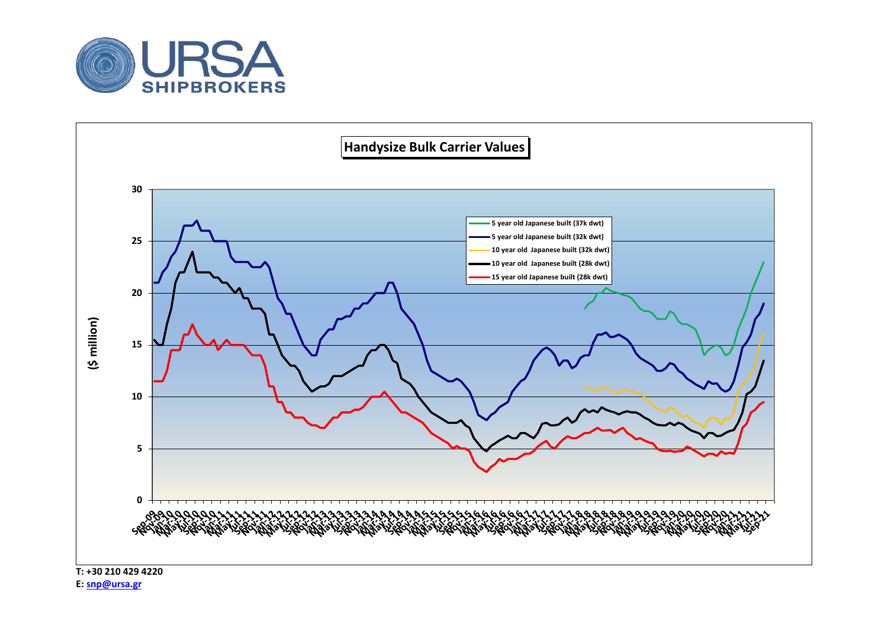URSA
SHIPBROKERS

## Handysize Bulk Carrier Values

($ million)

30
25
20
15
10
5
0

5 year old Japanese built (37k dwt)
5 year old Japanese built (32k dwt)
10 year old Japanese built (32k dwt)
10 year old Japanese built (28k dwt)
15 year old Japanese built (28k dwt)

Sep-09, Nov-09, Jan-10, Mar-10, May-10, Jul-10, Sep-10, Nov-10, Jan-11, Mar-11, May-11, Jul-11, Sep-11, Nov-11, Jan-12, Mar-12, May-12, Jul-12, Sep-12, Nov-12, Jan-13, Mar-13, May-13, Jul-13, Sep-13, Nov-13, Jan-14, Mar-14, May-14, Jul-14, Sep-14, Nov-14, Jan-15, Mar-15, May-15, Jul-15, Sep-15, Nov-15, Jan-16, Mar-16, May-16, Jul-16, Sep-16, Nov-16, Jan-17, Mar-17, May-17, Jul-17, Sep-17, Nov-17, Jan-18, Mar-18, May-18, Jul-18, Sep-18, Nov-18, Jan-19, Mar-19, May-19, Jul-19, Sep-19, Nov-19, Jan-20, Mar-20, May-20, Jul-20, Sep-20, Nov-20, Jan-21, Mar-21, May-21, Jul-21, Sep-21

**T: +30 210 429 4220**
**E: snp@ursa.gr**